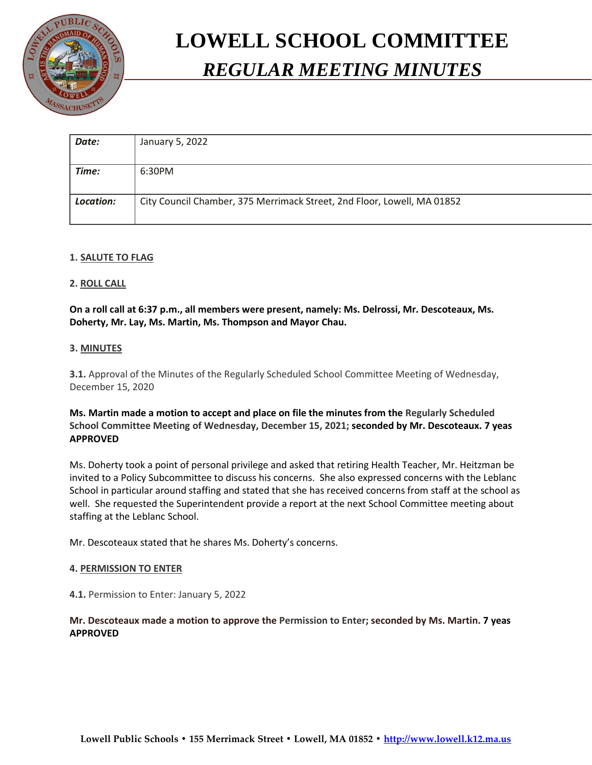# LOWELL SCHOOL COMMITTEE

## *REGULAR MEETING MINUTES*

| **Date:** | January 5, 2022 |
|---|---|
| **Time:** | 6:30PM |
| **Location:** | City Council Chamber, 375 Merrimack Street, 2nd Floor, Lowell, MA 01852 |

**1. SALUTE TO FLAG**

**2. ROLL CALL**

**On a roll call at 6:37 p.m., all members were present, namely: Ms. Delrossi, Mr. Descoteaux, Ms. Doherty, Mr. Lay, Ms. Martin, Ms. Thompson and Mayor Chau.**

**3. MINUTES**

**3.1.** Approval of the Minutes of the Regularly Scheduled School Committee Meeting of Wednesday, December 15, 2020

**Ms. Martin made a motion to accept and place on file the minutes from the Regularly Scheduled School Committee Meeting of Wednesday, December 15, 2021; seconded by Mr. Descoteaux. 7 yeas APPROVED**

Ms. Doherty took a point of personal privilege and asked that retiring Health Teacher, Mr. Heitzman be invited to a Policy Subcommittee to discuss his concerns. She also expressed concerns with the Leblanc School in particular around staffing and stated that she has received concerns from staff at the school as well. She requested the Superintendent provide a report at the next School Committee meeting about staffing at the Leblanc School.

Mr. Descoteaux stated that he shares Ms. Doherty's concerns.

**4. PERMISSION TO ENTER**

**4.1.** Permission to Enter: January 5, 2022

**Mr. Descoteaux made a motion to approve the Permission to Enter; seconded by Ms. Martin. 7 yeas APPROVED**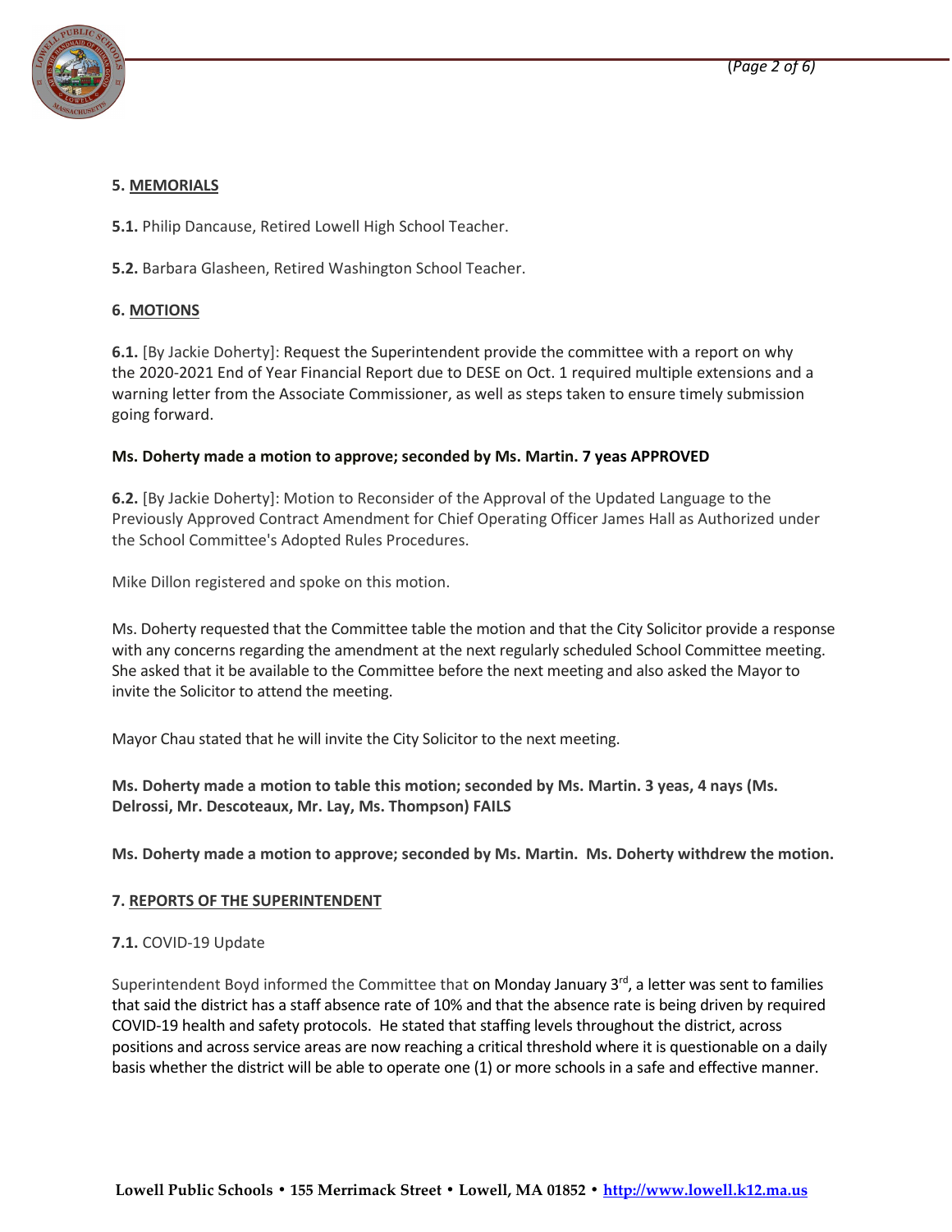**5. MEMORIALS**

**5.1.** Philip Dancause, Retired Lowell High School Teacher.

**5.2.** Barbara Glasheen, Retired Washington School Teacher.

**6. MOTIONS**

**6.1.** [By Jackie Doherty]: Request the Superintendent provide the committee with a report on why the 2020-2021 End of Year Financial Report due to DESE on Oct. 1 required multiple extensions and a warning letter from the Associate Commissioner, as well as steps taken to ensure timely submission going forward.

**Ms. Doherty made a motion to approve; seconded by Ms. Martin. 7 yeas APPROVED**

**6.2.** [By Jackie Doherty]: Motion to Reconsider of the Approval of the Updated Language to the Previously Approved Contract Amendment for Chief Operating Officer James Hall as Authorized under the School Committee's Adopted Rules Procedures.

Mike Dillon registered and spoke on this motion.

Ms. Doherty requested that the Committee table the motion and that the City Solicitor provide a response with any concerns regarding the amendment at the next regularly scheduled School Committee meeting. She asked that it be available to the Committee before the next meeting and also asked the Mayor to invite the Solicitor to attend the meeting.

Mayor Chau stated that he will invite the City Solicitor to the next meeting.

**Ms. Doherty made a motion to table this motion; seconded by Ms. Martin. 3 yeas, 4 nays (Ms. Delrossi, Mr. Descoteaux, Mr. Lay, Ms. Thompson) FAILS**

**Ms. Doherty made a motion to approve; seconded by Ms. Martin. Ms. Doherty withdrew the motion.**

**7. REPORTS OF THE SUPERINTENDENT**

**7.1.** COVID-19 Update

Superintendent Boyd informed the Committee that on Monday January 3rd, a letter was sent to families that said the district has a staff absence rate of 10% and that the absence rate is being driven by required COVID-19 health and safety protocols. He stated that staffing levels throughout the district, across positions and across service areas are now reaching a critical threshold where it is questionable on a daily basis whether the district will be able to operate one (1) or more schools in a safe and effective manner.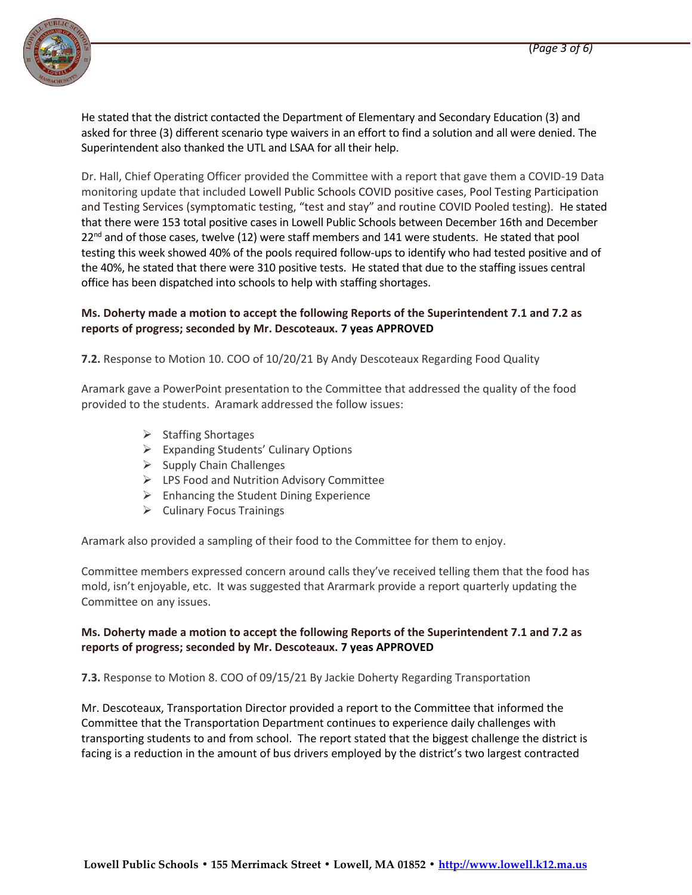He stated that the district contacted the Department of Elementary and Secondary Education (3) and asked for three (3) different scenario type waivers in an effort to find a solution and all were denied. The Superintendent also thanked the UTL and LSAA for all their help.

Dr. Hall, Chief Operating Officer provided the Committee with a report that gave them a COVID-19 Data monitoring update that included Lowell Public Schools COVID positive cases, Pool Testing Participation and Testing Services (symptomatic testing, "test and stay" and routine COVID Pooled testing). He stated that there were 153 total positive cases in Lowell Public Schools between December 16th and December 22nd and of those cases, twelve (12) were staff members and 141 were students. He stated that pool testing this week showed 40% of the pools required follow-ups to identify who had tested positive and of the 40%, he stated that there were 310 positive tests. He stated that due to the staffing issues central office has been dispatched into schools to help with staffing shortages.

**Ms. Doherty made a motion to accept the following Reports of the Superintendent 7.1 and 7.2 as reports of progress; seconded by Mr. Descoteaux. 7 yeas APPROVED**

**7.2.** Response to Motion 10. COO of 10/20/21 By Andy Descoteaux Regarding Food Quality

Aramark gave a PowerPoint presentation to the Committee that addressed the quality of the food provided to the students. Aramark addressed the follow issues:

- Staffing Shortages
- Expanding Students' Culinary Options
- Supply Chain Challenges
- LPS Food and Nutrition Advisory Committee
- Enhancing the Student Dining Experience
- Culinary Focus Trainings

Aramark also provided a sampling of their food to the Committee for them to enjoy.

Committee members expressed concern around calls they've received telling them that the food has mold, isn't enjoyable, etc. It was suggested that Ararmark provide a report quarterly updating the Committee on any issues.

**Ms. Doherty made a motion to accept the following Reports of the Superintendent 7.1 and 7.2 as reports of progress; seconded by Mr. Descoteaux. 7 yeas APPROVED**

**7.3.** Response to Motion 8. COO of 09/15/21 By Jackie Doherty Regarding Transportation

Mr. Descoteaux, Transportation Director provided a report to the Committee that informed the Committee that the Transportation Department continues to experience daily challenges with transporting students to and from school. The report stated that the biggest challenge the district is facing is a reduction in the amount of bus drivers employed by the district's two largest contracted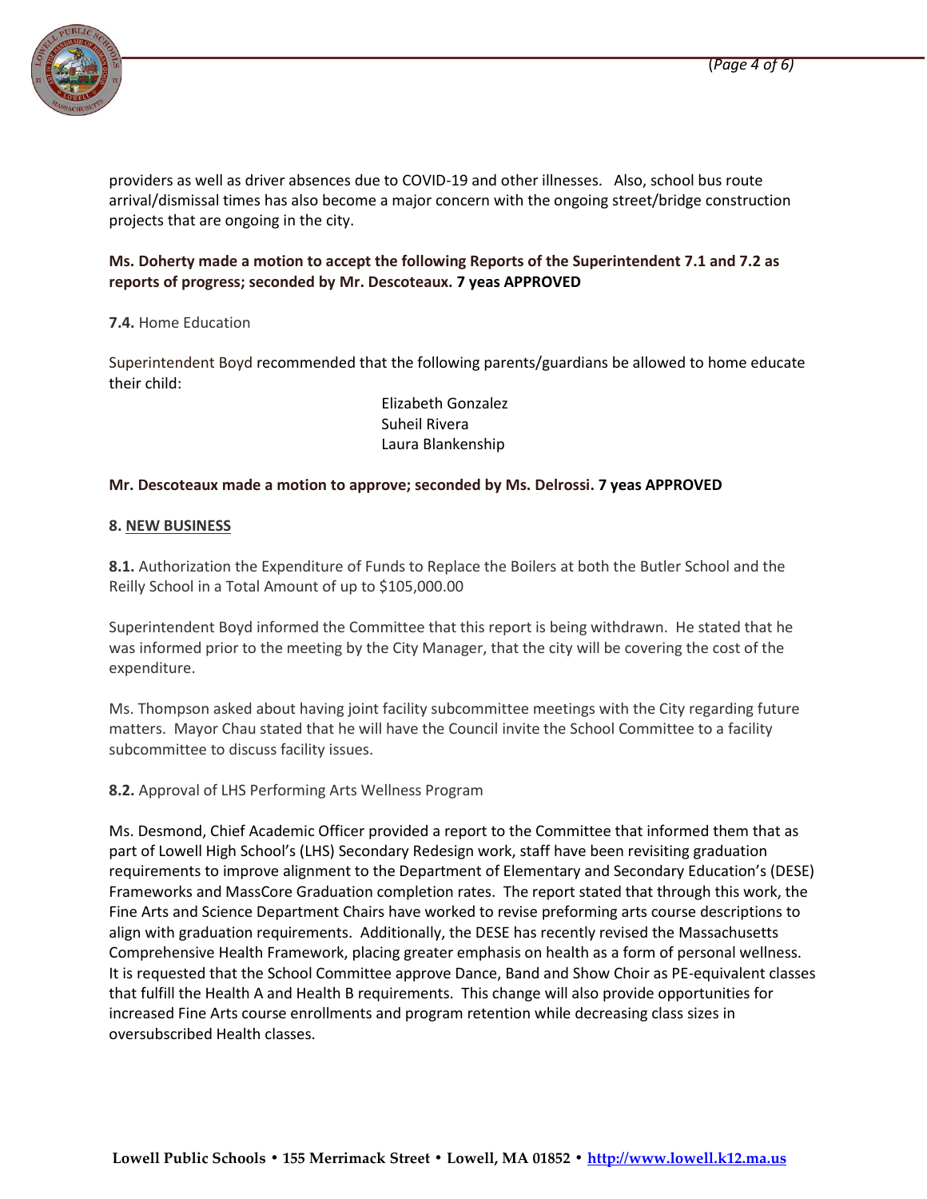providers as well as driver absences due to COVID-19 and other illnesses. Also, school bus route arrival/dismissal times has also become a major concern with the ongoing street/bridge construction projects that are ongoing in the city.

**Ms. Doherty made a motion to accept the following Reports of the Superintendent 7.1 and 7.2 as reports of progress; seconded by Mr. Descoteaux. 7 yeas APPROVED**

**7.4.** Home Education

Superintendent Boyd recommended that the following parents/guardians be allowed to home educate their child:

Elizabeth Gonzalez
Suheil Rivera
Laura Blankenship

**Mr. Descoteaux made a motion to approve; seconded by Ms. Delrossi. 7 yeas APPROVED**

**8. NEW BUSINESS**

**8.1.** Authorization the Expenditure of Funds to Replace the Boilers at both the Butler School and the Reilly School in a Total Amount of up to $105,000.00

Superintendent Boyd informed the Committee that this report is being withdrawn. He stated that he was informed prior to the meeting by the City Manager, that the city will be covering the cost of the expenditure.

Ms. Thompson asked about having joint facility subcommittee meetings with the City regarding future matters. Mayor Chau stated that he will have the Council invite the School Committee to a facility subcommittee to discuss facility issues.

**8.2.** Approval of LHS Performing Arts Wellness Program

Ms. Desmond, Chief Academic Officer provided a report to the Committee that informed them that as part of Lowell High School's (LHS) Secondary Redesign work, staff have been revisiting graduation requirements to improve alignment to the Department of Elementary and Secondary Education's (DESE) Frameworks and MassCore Graduation completion rates. The report stated that through this work, the Fine Arts and Science Department Chairs have worked to revise preforming arts course descriptions to align with graduation requirements. Additionally, the DESE has recently revised the Massachusetts Comprehensive Health Framework, placing greater emphasis on health as a form of personal wellness. It is requested that the School Committee approve Dance, Band and Show Choir as PE-equivalent classes that fulfill the Health A and Health B requirements. This change will also provide opportunities for increased Fine Arts course enrollments and program retention while decreasing class sizes in oversubscribed Health classes.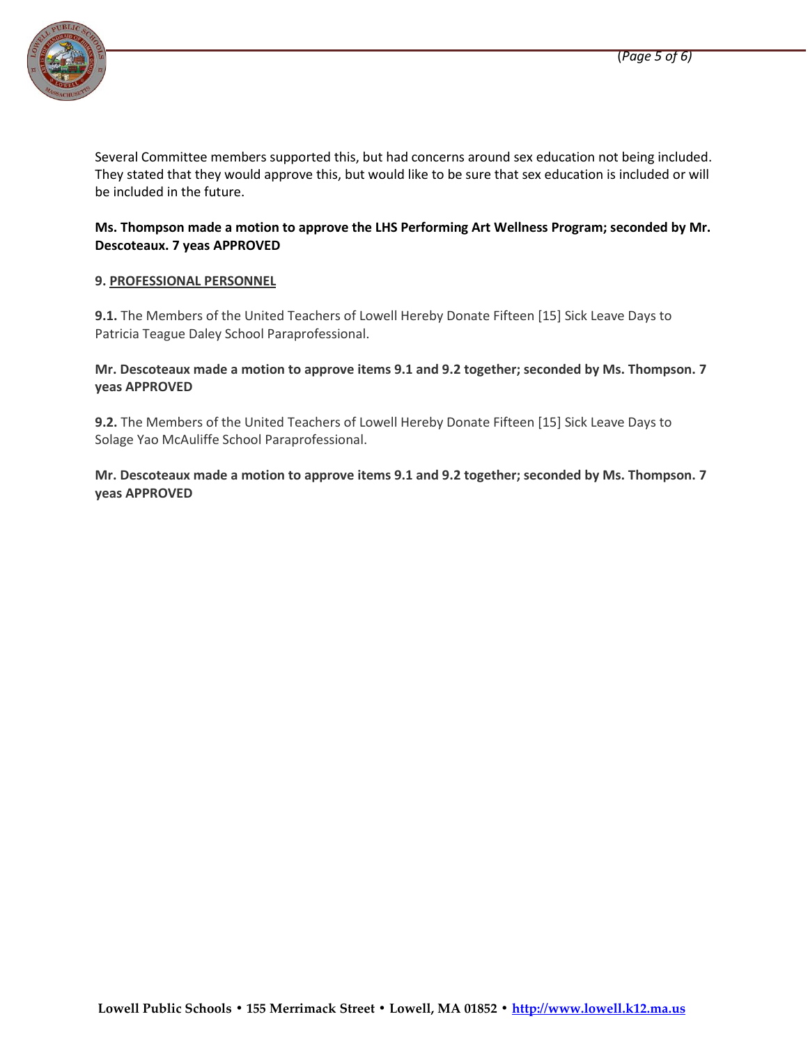Several Committee members supported this, but had concerns around sex education not being included. They stated that they would approve this, but would like to be sure that sex education is included or will be included in the future.

**Ms. Thompson made a motion to approve the LHS Performing Art Wellness Program; seconded by Mr. Descoteaux. 7 yeas APPROVED**

**9. PROFESSIONAL PERSONNEL**

**9.1.** The Members of the United Teachers of Lowell Hereby Donate Fifteen [15] Sick Leave Days to Patricia Teague Daley School Paraprofessional.

**Mr. Descoteaux made a motion to approve items 9.1 and 9.2 together; seconded by Ms. Thompson. 7 yeas APPROVED**

**9.2.** The Members of the United Teachers of Lowell Hereby Donate Fifteen [15] Sick Leave Days to Solage Yao McAuliffe School Paraprofessional.

**Mr. Descoteaux made a motion to approve items 9.1 and 9.2 together; seconded by Ms. Thompson. 7 yeas APPROVED**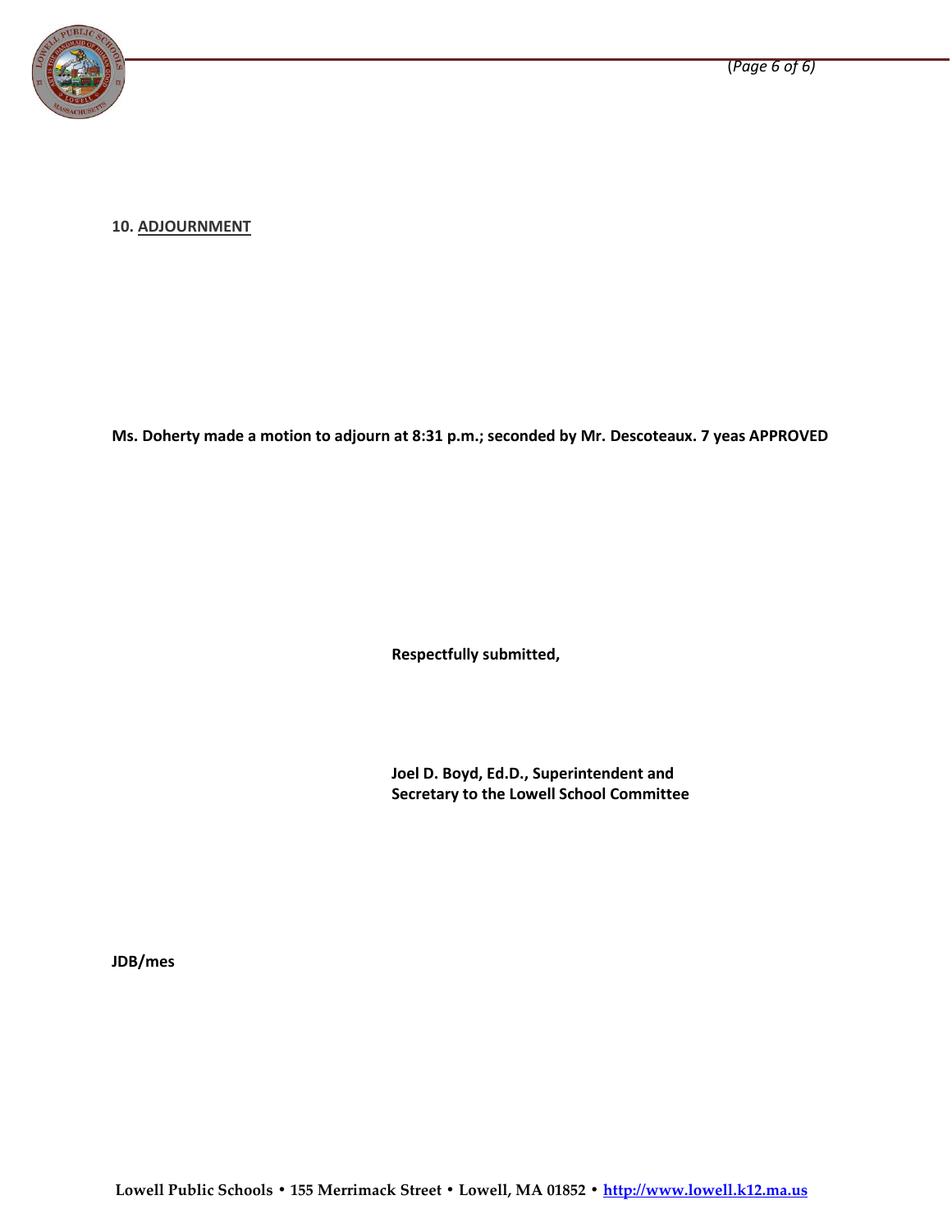**10. ADJOURNMENT**

**Ms. Doherty made a motion to adjourn at 8:31 p.m.; seconded by Mr. Descoteaux. 7 yeas APPROVED**

**Respectfully submitted,**

**Joel D. Boyd, Ed.D., Superintendent and**
**Secretary to the Lowell School Committee**

**JDB/mes**

**Lowell Public Schools • 155 Merrimack Street • Lowell, MA 01852 • http://www.lowell.k12.ma.us**